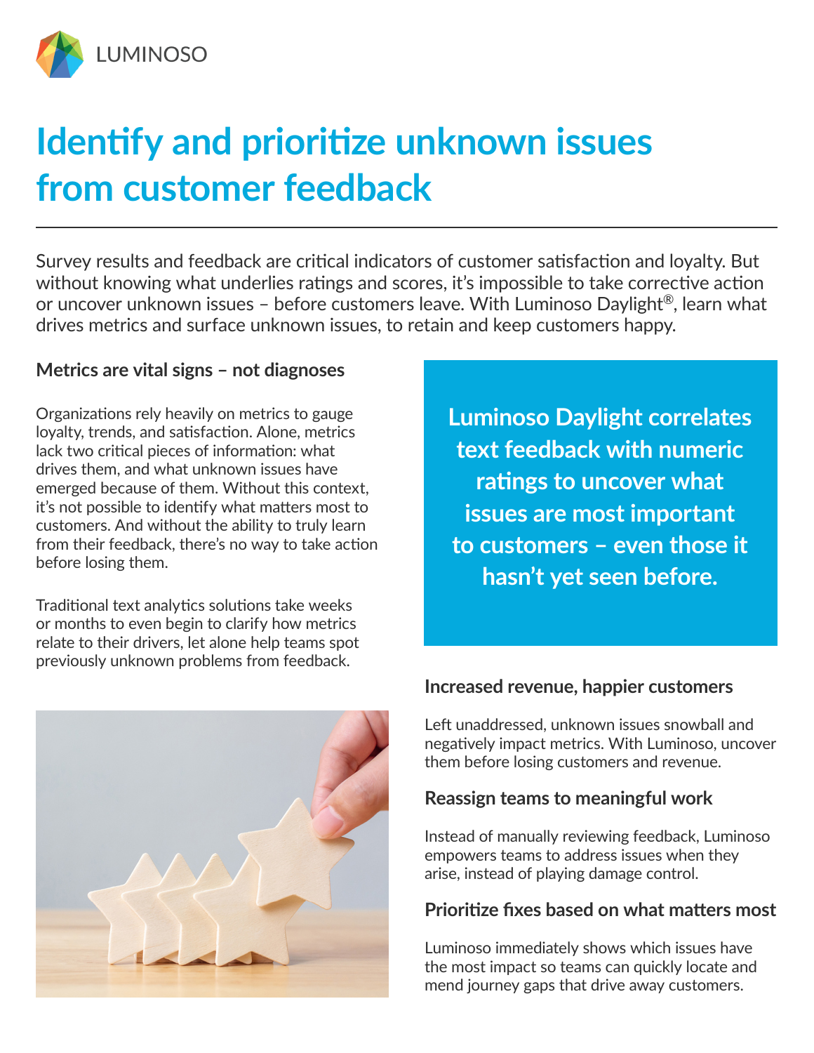LUMINOSO

# Identify and prioritize unknown issues from customer feedback

Survey results and feedback are critical indicators of customer satisfaction and loyalty. But without knowing what underlies ratings and scores, it's impossible to take corrective action or uncover unknown issues – before customers leave. With Luminoso Daylight®, learn what drives metrics and surface unknown issues, to retain and keep customers happy.

### Metrics are vital signs – not diagnoses

Organizations rely heavily on metrics to gauge loyalty, trends, and satisfaction. Alone, metrics lack two critical pieces of information: what drives them, and what unknown issues have emerged because of them. Without this context, it's not possible to identify what matters most to customers. And without the ability to truly learn from their feedback, there's no way to take action before losing them.

Traditional text analytics solutions take weeks or months to even begin to clarify how metrics relate to their drivers, let alone help teams spot previously unknown problems from feedback.

**Luminoso Daylight correlates text feedback with numeric ratings to uncover what issues are most important to customers – even those it hasn't yet seen before.**

### Increased revenue, happier customers

Left unaddressed, unknown issues snowball and negatively impact metrics. With Luminoso, uncover them before losing customers and revenue.

### Reassign teams to meaningful work

Instead of manually reviewing feedback, Luminoso empowers teams to address issues when they arise, instead of playing damage control.

### Prioritize fixes based on what matters most

Luminoso immediately shows which issues have the most impact so teams can quickly locate and mend journey gaps that drive away customers.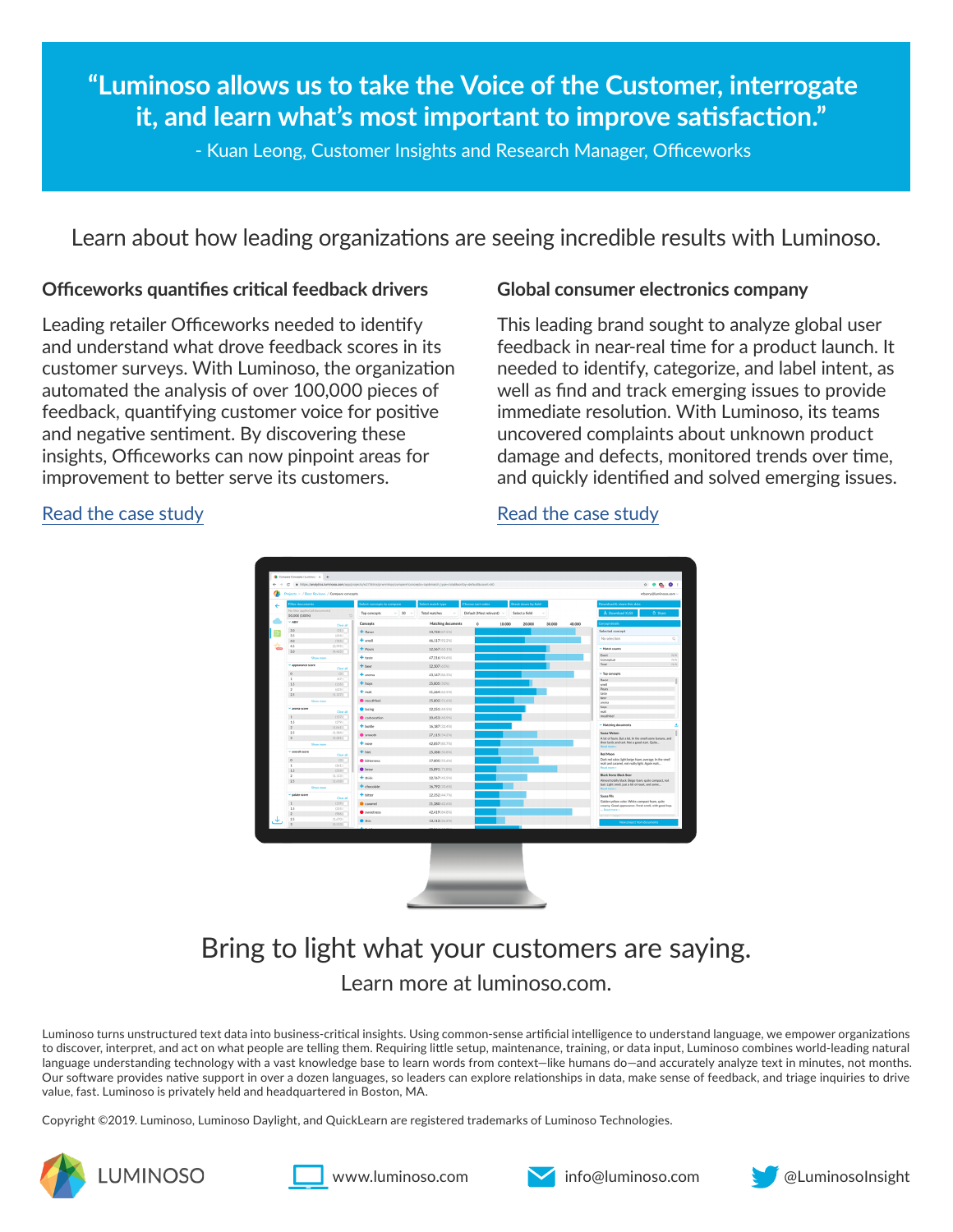> **"Luminoso allows us to take the Voice of the Customer, interrogate it, and learn what's most important to improve satisfaction."**
>
> \- Kuan Leong, Customer Insights and Research Manager, Officeworks

Learn about how leading organizations are seeing incredible results with Luminoso.

### Officeworks quantifies critical feedback drivers

Leading retailer Officeworks needed to identify and understand what drove feedback scores in its customer surveys. With Luminoso, the organization automated the analysis of over 100,000 pieces of feedback, quantifying customer voice for positive and negative sentiment. By discovering these insights, Officeworks can now pinpoint areas for improvement to better serve its customers.

Read the case study

### Global consumer electronics company

This leading brand sought to analyze global user feedback in near-real time for a product launch. It needed to identify, categorize, and label intent, as well as find and track emerging issues to provide immediate resolution. With Luminoso, its teams uncovered complaints about unknown product damage and defects, monitored trends over time, and quickly identified and solved emerging issues.

Read the case study

## Bring to light what your customers are saying.

Learn more at luminoso.com.

Luminoso turns unstructured text data into business-critical insights. Using common-sense artificial intelligence to understand language, we empower organizations to discover, interpret, and act on what people are telling them. Requiring little setup, maintenance, training, or data input, Luminoso combines world-leading natural language understanding technology with a vast knowledge base to learn words from context—like humans do—and accurately analyze text in minutes, not months. Our software provides native support in over a dozen languages, so leaders can explore relationships in data, make sense of feedback, and triage inquiries to drive value, fast. Luminoso is privately held and headquartered in Boston, MA.

Copyright ©2019. Luminoso, Luminoso Daylight, and QuickLearn are registered trademarks of Luminoso Technologies.

LUMINOSO | www.luminoso.com | info@luminoso.com | @LuminosoInsight